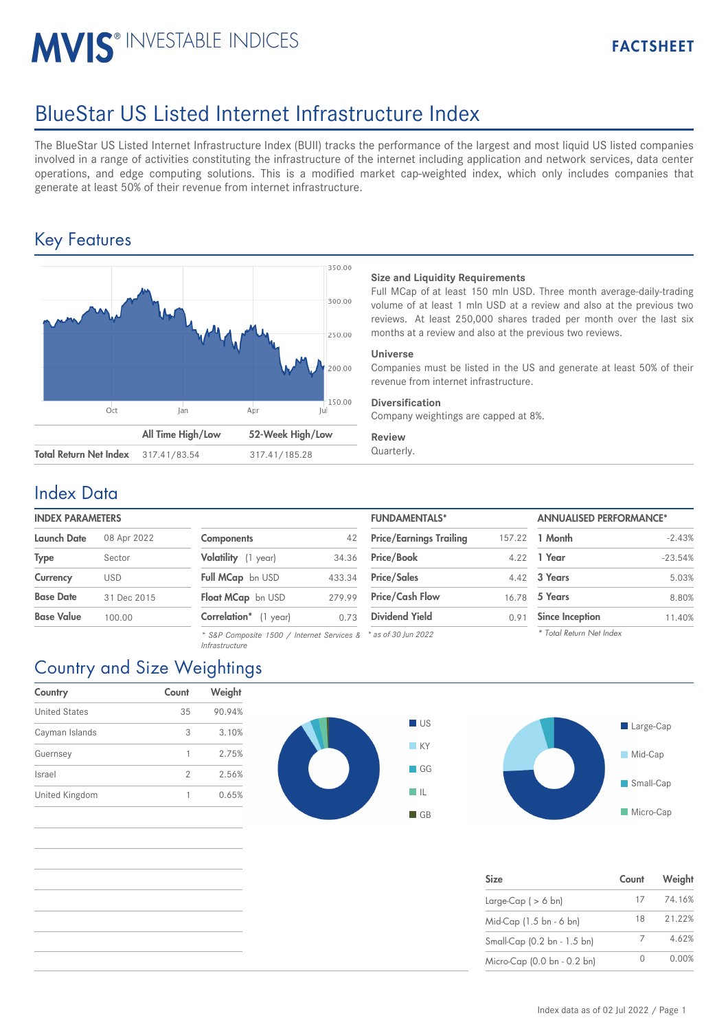# BlueStar US Listed Internet Infrastructure Index

The BlueStar US Listed Internet Infrastructure Index (BUII) tracks the performance of the largest and most liquid US listed companies involved in a range of activities constituting the infrastructure of the internet including application and network services, data center operations, and edge computing solutions. This is a modified market cap-weighted index, which only includes companies that generate at least 50% of their revenue from internet infrastructure.

## Key Features

350.00
300.00
250.00
200.00
150.00
Oct
Jan
Apr
Jul

| | All Time High/Low | 52-Week High/Low |
|---|---|---|
| Total Return Net Index | 317.41/83.54 | 317.41/185.28 |

**Size and Liquidity Requirements**
Full MCap of at least 150 mln USD. Three month average-daily-trading volume of at least 1 mln USD at a review and also at the previous two reviews. At least 250,000 shares traded per month over the last six months at a review and also at the previous two reviews.

**Universe**
Companies must be listed in the US and generate at least 50% of their revenue from internet infrastructure.

**Diversification**
Company weightings are capped at 8%.

**Review**
Quarterly.

## Index Data

| INDEX PARAMETERS | |
|---|---|
| Launch Date | 08 Apr 2022 |
| Type | Sector |
| Currency | USD |
| Base Date | 31 Dec 2015 |
| Base Value | 100.00 |

| | |
|---|---|
| Components | 42 |
| Volatility (1 year) | 34.36 |
| Full MCap bn USD | 433.34 |
| Float MCap bn USD | 279.99 |
| Correlation* (1 year) | 0.73 |

*\* S&P Composite 1500 / Internet Services & Infrastructure*

| FUNDAMENTALS* | |
|---|---|
| Price/Earnings Trailing | 157.22 |
| Price/Book | 4.22 |
| Price/Sales | 4.42 |
| Price/Cash Flow | 16.78 |
| Dividend Yield | 0.91 |

*\* as of 30 Jun 2022*

| ANNUALISED PERFORMANCE* | |
|---|---|
| 1 Month | -2.43% |
| 1 Year | -23.54% |
| 3 Years | 5.03% |
| 5 Years | 8.80% |
| Since Inception | 11.40% |

*\* Total Return Net Index*

## Country and Size Weightings

| Country | Count | Weight |
|---|---|---|
| United States | 35 | 90.94% |
| Cayman Islands | 3 | 3.10% |
| Guernsey | 1 | 2.75% |
| Israel | 2 | 2.56% |
| United Kingdom | 1 | 0.65% |

US
KY
GG
IL
GB

Large-Cap
Mid-Cap
Small-Cap
Micro-Cap

| Size | Count | Weight |
|---|---|---|
| Large-Cap ( > 6 bn) | 17 | 74.16% |
| Mid-Cap (1.5 bn - 6 bn) | 18 | 21.22% |
| Small-Cap (0.2 bn - 1.5 bn) | 7 | 4.62% |
| Micro-Cap (0.0 bn - 0.2 bn) | 0 | 0.00% |

Index data as of 02 Jul 2022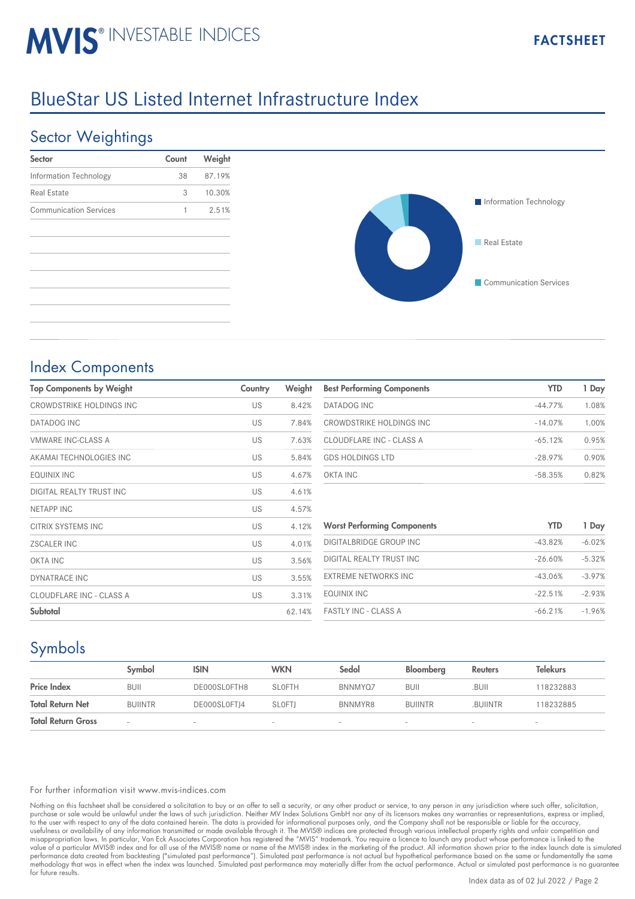# BlueStar US Listed Internet Infrastructure Index

## Sector Weightings

| Sector | Count | Weight |
|---|---|---|
| Information Technology | 38 | 87.19% |
| Real Estate | 3 | 10.30% |
| Communication Services | 1 | 2.51% |

Information Technology
Real Estate
Communication Services

## Index Components

| Top Components by Weight | Country | Weight |
|---|---|---|
| CROWDSTRIKE HOLDINGS INC | US | 8.42% |
| DATADOG INC | US | 7.84% |
| VMWARE INC-CLASS A | US | 7.63% |
| AKAMAI TECHNOLOGIES INC | US | 5.84% |
| EQUINIX INC | US | 4.67% |
| DIGITAL REALTY TRUST INC | US | 4.61% |
| NETAPP INC | US | 4.57% |
| CITRIX SYSTEMS INC | US | 4.12% |
| ZSCALER INC | US | 4.01% |
| OKTA INC | US | 3.56% |
| DYNATRACE INC | US | 3.55% |
| CLOUDFLARE INC - CLASS A | US | 3.31% |
| **Subtotal** | | 62.14% |

| Best Performing Components | YTD | 1 Day |
|---|---|---|
| DATADOG INC | -44.77% | 1.08% |
| CROWDSTRIKE HOLDINGS INC | -14.07% | 1.00% |
| CLOUDFLARE INC - CLASS A | -65.12% | 0.95% |
| GDS HOLDINGS LTD | -28.97% | 0.90% |
| OKTA INC | -58.35% | 0.82% |

| Worst Performing Components | YTD | 1 Day |
|---|---|---|
| DIGITALBRIDGE GROUP INC | -43.82% | -6.02% |
| DIGITAL REALTY TRUST INC | -26.60% | -5.32% |
| EXTREME NETWORKS INC | -43.06% | -3.97% |
| EQUINIX INC | -22.51% | -2.93% |
| FASTLY INC - CLASS A | -66.21% | -1.96% |

## Symbols

| | Symbol | ISIN | WKN | Sedol | Bloomberg | Reuters | Telekurs |
|---|---|---|---|---|---|---|---|
| **Price Index** | BUII | DE000SL0FTH8 | SL0FTH | BNNMYQ7 | BUII | .BUII | 118232883 |
| **Total Return Net** | BUIINTR | DE000SL0FTJ4 | SL0FTJ | BNNMYR8 | BUIINTR | .BUIINTR | 118232885 |
| **Total Return Gross** | - | - | - | - | - | - | - |

For further information visit www.mvis-indices.com

Nothing on this factsheet shall be considered a solicitation to buy or an offer to sell a security, or any other product or service, to any person in any jurisdiction where such offer, solicitation, purchase or sale would be unlawful under the laws of such jurisdiction. Neither MV Index Solutions GmbH nor any of its licensors makes any warranties or representations, express or implied, to the user with respect to any of the data contained herein. The data is provided for informational purposes only, and the Company shall not be responsible or liable for the accuracy, usefulness or availability of any information transmitted or made available through it. The MVIS® indices are protected through various intellectual property rights and unfair competition and misappropriation laws. In particular, Van Eck Associates Corporation has registered the "MVIS" trademark. You require a licence to launch any product whose performance is linked to the value of a particular MVIS® index and for all use of the MVIS® name or name of the MVIS® index in the marketing of the product. All information shown prior to the index launch date is simulated performance data created from backtesting ("simulated past performance"). Simulated past performance is not actual but hypothetical performance based on the same or fundamentally the same methodology that was in effect when the index was launched. Simulated past performance may materially differ from the actual performance. Actual or simulated past performance is no guarantee for future results.

Index data as of 02 Jul 2022